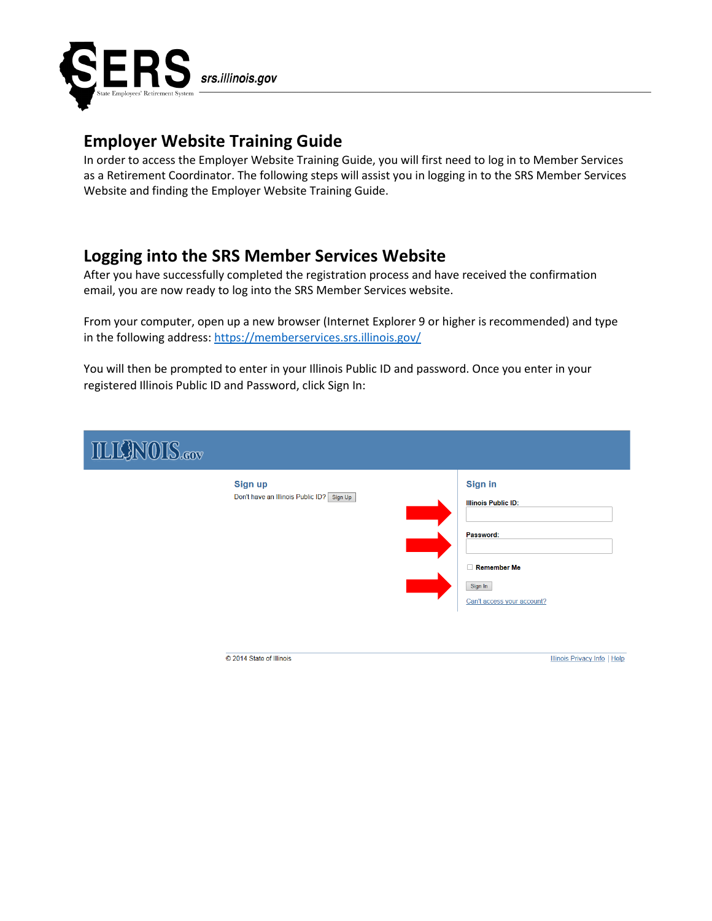SERS State Employees' Retirement System srs.illinois.gov

## Employer Website Training Guide

In order to access the Employer Website Training Guide, you will first need to log in to Member Services as a Retirement Coordinator. The following steps will assist you in logging in to the SRS Member Services Website and finding the Employer Website Training Guide.

## Logging into the SRS Member Services Website

After you have successfully completed the registration process and have received the confirmation email, you are now ready to log into the SRS Member Services website.

From your computer, open up a new browser (Internet Explorer 9 or higher is recommended) and type in the following address: [https://memberservices.srs.illinois.gov/](https://memberservices.srs.illinois.gov/)

You will then be prompted to enter in your Illinois Public ID and password. Once you enter in your registered Illinois Public ID and Password, click Sign In:

ILLINOIS.GOV

**Sign up**

Don't have an Illinois Public ID? Sign Up

**Sign in**

**Illinois Public ID:**

**Password:**

**Remember Me**

Sign In

Can't access your account?

© 2014 State of Illinois | Illinois Privacy Info | Help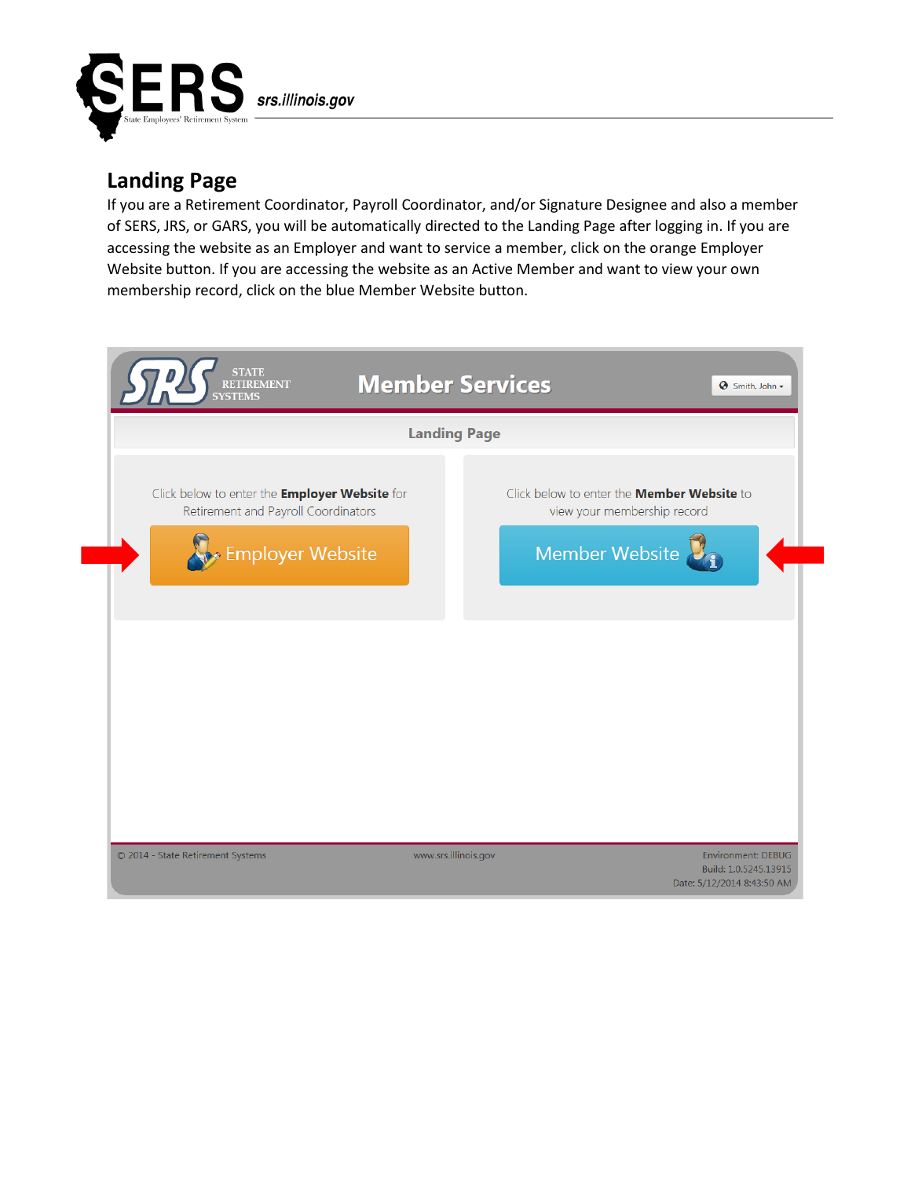## Landing Page

If you are a Retirement Coordinator, Payroll Coordinator, and/or Signature Designee and also a member of SERS, JRS, or GARS, you will be automatically directed to the Landing Page after logging in. If you are accessing the website as an Employer and want to service a member, click on the orange Employer Website button. If you are accessing the website as an Active Member and want to view your own membership record, click on the blue Member Website button.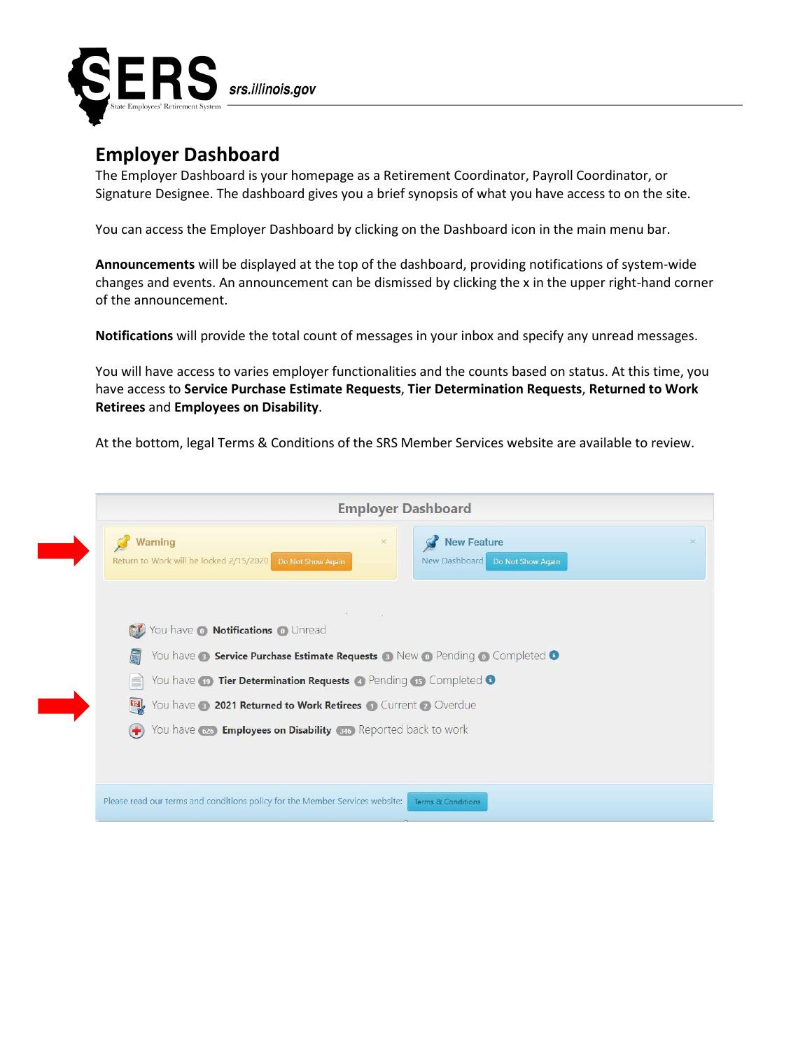## Employer Dashboard

The Employer Dashboard is your homepage as a Retirement Coordinator, Payroll Coordinator, or Signature Designee. The dashboard gives you a brief synopsis of what you have access to on the site.

You can access the Employer Dashboard by clicking on the Dashboard icon in the main menu bar.

**Announcements** will be displayed at the top of the dashboard, providing notifications of system-wide changes and events. An announcement can be dismissed by clicking the x in the upper right-hand corner of the announcement.

**Notifications** will provide the total count of messages in your inbox and specify any unread messages.

You will have access to varies employer functionalities and the counts based on status. At this time, you have access to **Service Purchase Estimate Requests**, **Tier Determination Requests**, **Returned to Work Retirees** and **Employees on Disability**.

At the bottom, legal Terms & Conditions of the SRS Member Services website are available to review.

Employer Dashboard

Warning
Return to Work will be locked 2/15/2020 Do Not Show Again

New Feature
New Dashboard Do Not Show Again

You have 0 Notifications 0 Unread

You have 3 Service Purchase Estimate Requests 3 New 0 Pending 0 Completed

You have 19 Tier Determination Requests 4 Pending 15 Completed

You have 3 2021 Returned to Work Retirees 1 Current 2 Overdue

You have 626 Employees on Disability 346 Reported back to work

Please read our terms and conditions policy for the Member Services website: Terms & Conditions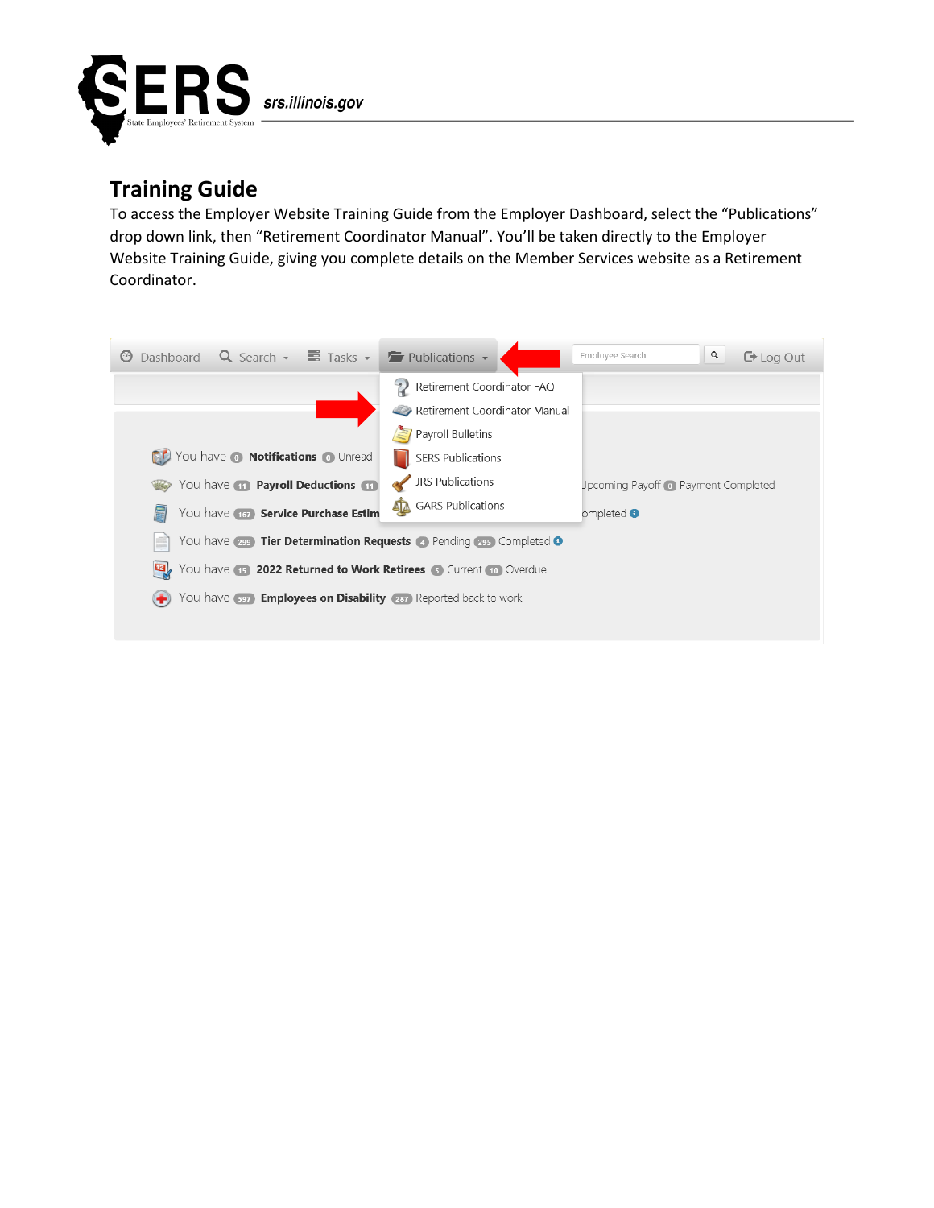## Training Guide

To access the Employer Website Training Guide from the Employer Dashboard, select the "Publications" drop down link, then "Retirement Coordinator Manual". You'll be taken directly to the Employer Website Training Guide, giving you complete details on the Member Services website as a Retirement Coordinator.

Dashboard Search Tasks Publications Employee Search Log Out

Retirement Coordinator FAQ
Retirement Coordinator Manual
Payroll Bulletins
SERS Publications
JRS Publications
GARS Publications

You have 0 Notifications 0 Unread
You have 11 Payroll Deductions 11 ... Upcoming Payoff 0 Payment Completed
You have 167 Service Purchase Estim... ompleted
You have 299 Tier Determination Requests 4 Pending 295 Completed
You have 15 2022 Returned to Work Retirees 5 Current 10 Overdue
You have 597 Employees on Disability 287 Reported back to work